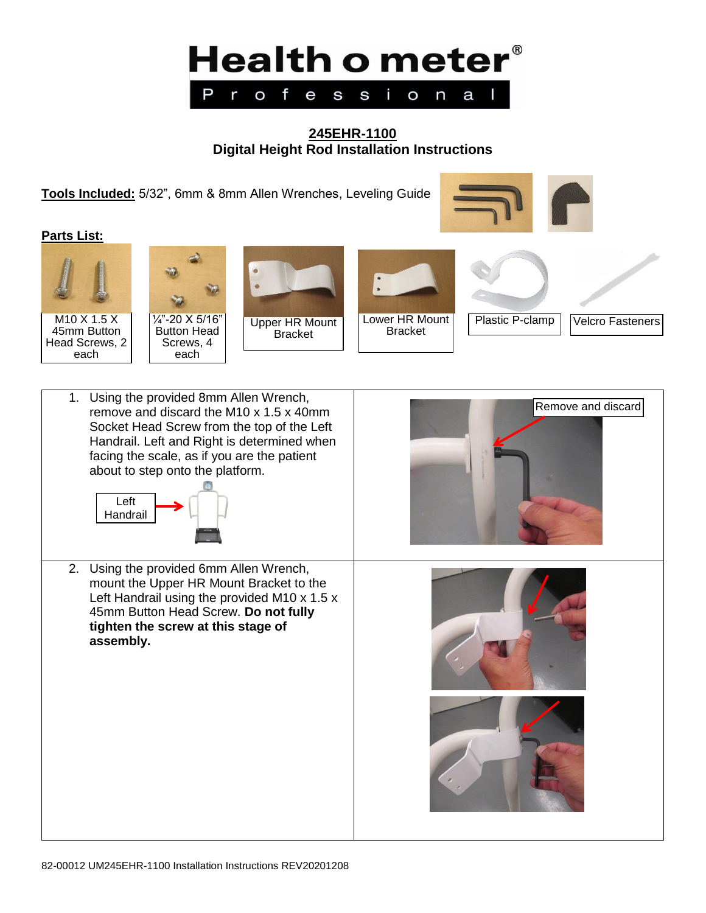# Health o meter®

## Professional

### 245EHR-1100
### Digital Height Rod Installation Instructions

**Tools Included:** 5/32", 6mm & 8mm Allen Wrenches, Leveling Guide

**Parts List:**

| M10 X 1.5 X 45mm Button Head Screws, 2 each | ¼"-20 X 5/16" Button Head Screws, 4 each | Upper HR Mount Bracket | Lower HR Mount Bracket | Plastic P-clamp | Velcro Fasteners |
|---|---|---|---|---|---|

| | |
|---|---|
| 1. Using the provided 8mm Allen Wrench, remove and discard the M10 x 1.5 x 40mm Socket Head Screw from the top of the Left Handrail. Left and Right is determined when facing the scale, as if you are the patient about to step onto the platform. <br> Left Handrail | Remove and discard |
| 2. Using the provided 6mm Allen Wrench, mount the Upper HR Mount Bracket to the Left Handrail using the provided M10 x 1.5 x 45mm Button Head Screw. **Do not fully tighten the screw at this stage of assembly.** | |

82-00012 UM245EHR-1100 Installation Instructions REV20201208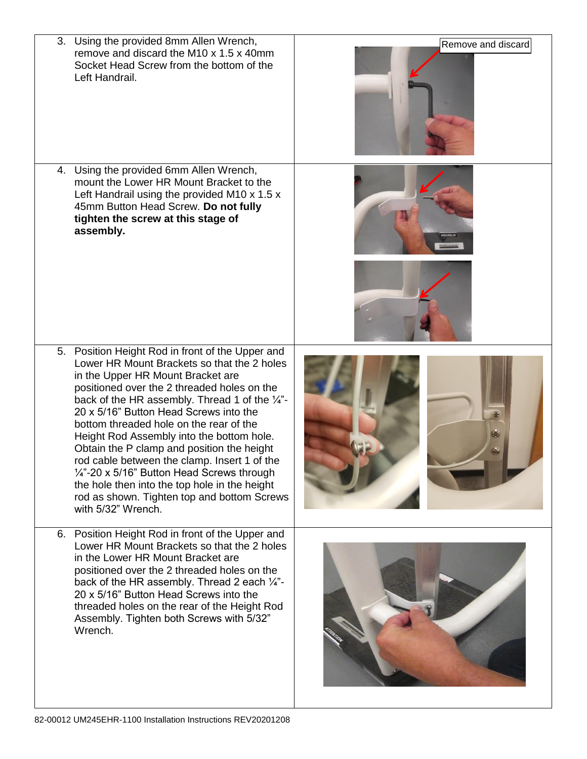3. Using the provided 8mm Allen Wrench, remove and discard the M10 x 1.5 x 40mm Socket Head Screw from the bottom of the Left Handrail.

Remove and discard

4. Using the provided 6mm Allen Wrench, mount the Lower HR Mount Bracket to the Left Handrail using the provided M10 x 1.5 x 45mm Button Head Screw. **Do not fully tighten the screw at this stage of assembly.**

5. Position Height Rod in front of the Upper and Lower HR Mount Brackets so that the 2 holes in the Upper HR Mount Bracket are positioned over the 2 threaded holes on the back of the HR assembly. Thread 1 of the ¼”-20 x 5/16” Button Head Screws into the bottom threaded hole on the rear of the Height Rod Assembly into the bottom hole. Obtain the P clamp and position the height rod cable between the clamp. Insert 1 of the ¼”-20 x 5/16” Button Head Screws through the hole then into the top hole in the height rod as shown. Tighten top and bottom Screws with 5/32” Wrench.

6. Position Height Rod in front of the Upper and Lower HR Mount Brackets so that the 2 holes in the Lower HR Mount Bracket are positioned over the 2 threaded holes on the back of the HR assembly. Thread 2 each ¼”-20 x 5/16” Button Head Screws into the threaded holes on the rear of the Height Rod Assembly. Tighten both Screws with 5/32” Wrench.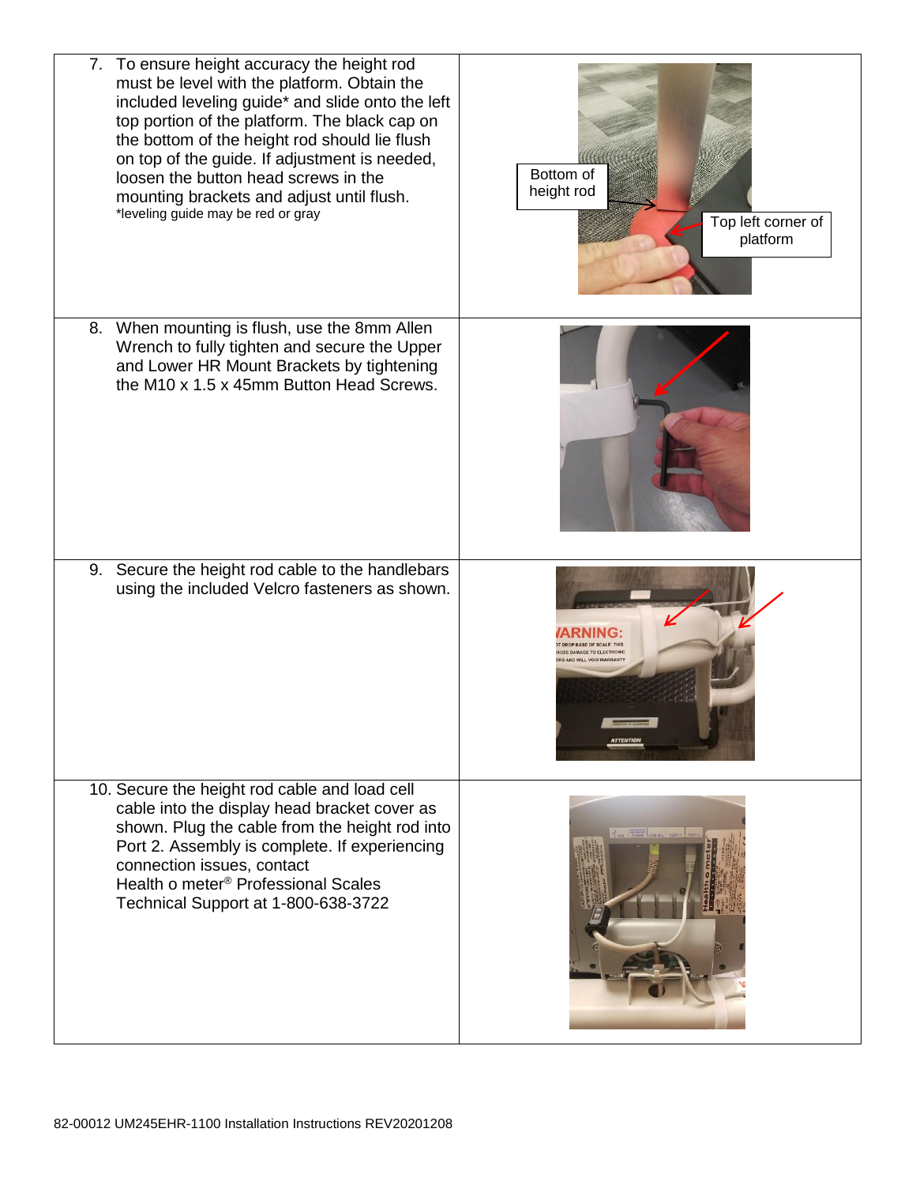7. To ensure height accuracy the height rod must be level with the platform. Obtain the included leveling guide* and slide onto the left top portion of the platform. The black cap on the bottom of the height rod should lie flush on top of the guide. If adjustment is needed, loosen the button head screws in the mounting brackets and adjust until flush.
   *leveling guide may be red or gray

   Bottom of height rod

   Top left corner of platform

8. When mounting is flush, use the 8mm Allen Wrench to fully tighten and secure the Upper and Lower HR Mount Brackets by tightening the M10 x 1.5 x 45mm Button Head Screws.

9. Secure the height rod cable to the handlebars using the included Velcro fasteners as shown.

10. Secure the height rod cable and load cell cable into the display head bracket cover as shown. Plug the cable from the height rod into Port 2. Assembly is complete. If experiencing connection issues, contact
    Health o meter® Professional Scales
    Technical Support at 1-800-638-3722

82-00012 UM245EHR-1100 Installation Instructions REV20201208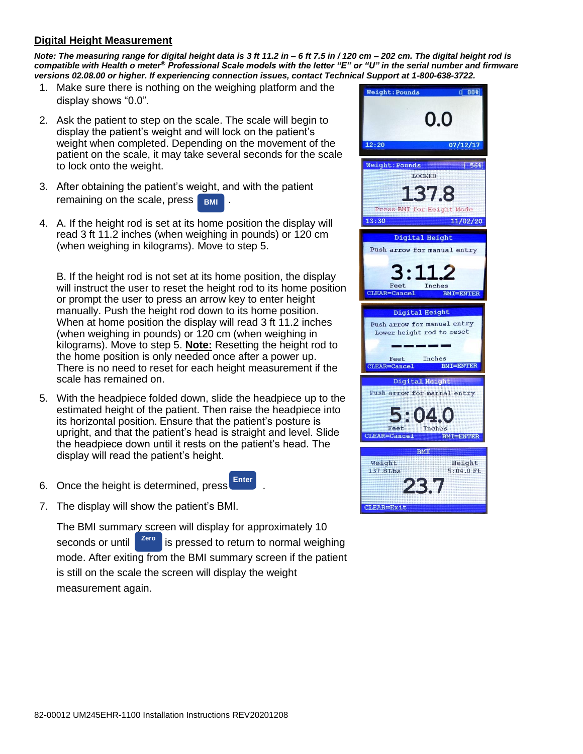## Digital Height Measurement

***Note: The measuring range for digital height data is 3 ft 11.2 in – 6 ft 7.5 in / 120 cm – 202 cm. The digital height rod is compatible with Health o meter® Professional Scale models with the letter "E" or "U" in the serial number and firmware versions 02.08.00 or higher. If experiencing connection issues, contact Technical Support at 1-800-638-3722.***

1. Make sure there is nothing on the weighing platform and the display shows "0.0".
2. Ask the patient to step on the scale. The scale will begin to display the patient's weight and will lock on the patient's weight when completed. Depending on the movement of the patient on the scale, it may take several seconds for the scale to lock onto the weight.
3. After obtaining the patient's weight, and with the patient remaining on the scale, press BMI .
4. A. If the height rod is set at its home position the display will read 3 ft 11.2 inches (when weighing in pounds) or 120 cm (when weighing in kilograms). Move to step 5.

   B. If the height rod is not set at its home position, the display will instruct the user to reset the height rod to its home position or prompt the user to press an arrow key to enter height manually. Push the height rod down to its home position. When at home position the display will read 3 ft 11.2 inches (when weighing in pounds) or 120 cm (when weighing in kilograms). Move to step 5. **Note:** Resetting the height rod to the home position is only needed once after a power up. There is no need to reset for each height measurement if the scale has remained on.
5. With the headpiece folded down, slide the headpiece up to the estimated height of the patient. Then raise the headpiece into its horizontal position. Ensure that the patient's posture is upright, and that the patient's head is straight and level. Slide the headpiece down until it rests on the patient's head. The display will read the patient's height.
6. Once the height is determined, press Enter .
7. The display will show the patient's BMI.

   The BMI summary screen will display for approximately 10 seconds or until Zero is pressed to return to normal weighing mode. After exiting from the BMI summary screen if the patient is still on the scale the screen will display the weight measurement again.

82-00012 UM245EHR-1100 Installation Instructions REV20201208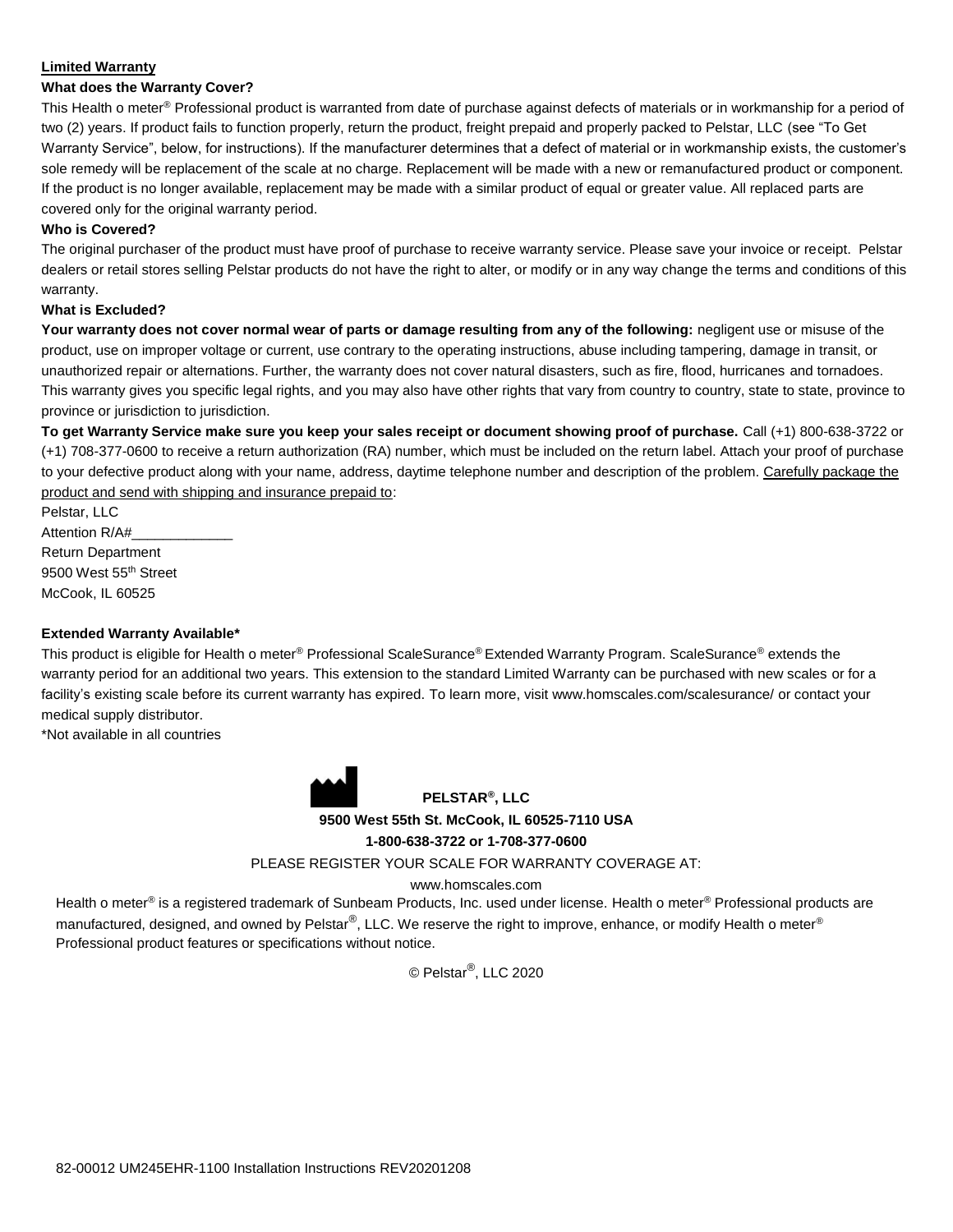## Limited Warranty

**What does the Warranty Cover?**

This Health o meter® Professional product is warranted from date of purchase against defects of materials or in workmanship for a period of two (2) years. If product fails to function properly, return the product, freight prepaid and properly packed to Pelstar, LLC (see "To Get Warranty Service", below, for instructions). If the manufacturer determines that a defect of material or in workmanship exists, the customer's sole remedy will be replacement of the scale at no charge. Replacement will be made with a new or remanufactured product or component. If the product is no longer available, replacement may be made with a similar product of equal or greater value. All replaced parts are covered only for the original warranty period.

**Who is Covered?**

The original purchaser of the product must have proof of purchase to receive warranty service. Please save your invoice or receipt. Pelstar dealers or retail stores selling Pelstar products do not have the right to alter, or modify or in any way change the terms and conditions of this warranty.

**What is Excluded?**

**Your warranty does not cover normal wear of parts or damage resulting from any of the following:** negligent use or misuse of the product, use on improper voltage or current, use contrary to the operating instructions, abuse including tampering, damage in transit, or unauthorized repair or alternations. Further, the warranty does not cover natural disasters, such as fire, flood, hurricanes and tornadoes. This warranty gives you specific legal rights, and you may also have other rights that vary from country to country, state to state, province to province or jurisdiction to jurisdiction.

**To get Warranty Service make sure you keep your sales receipt or document showing proof of purchase.** Call (+1) 800-638-3722 or (+1) 708-377-0600 to receive a return authorization (RA) number, which must be included on the return label. Attach your proof of purchase to your defective product along with your name, address, daytime telephone number and description of the problem. Carefully package the product and send with shipping and insurance prepaid to:

Pelstar, LLC
Attention R/A#_____________
Return Department
9500 West 55th Street
McCook, IL 60525

**Extended Warranty Available***

This product is eligible for Health o meter® Professional ScaleSurance® Extended Warranty Program. ScaleSurance® extends the warranty period for an additional two years. This extension to the standard Limited Warranty can be purchased with new scales or for a facility's existing scale before its current warranty has expired. To learn more, visit www.homscales.com/scalesurance/ or contact your medical supply distributor.

*Not available in all countries

**PELSTAR®, LLC**

**9500 West 55th St. McCook, IL 60525-7110 USA**

**1-800-638-3722 or 1-708-377-0600**

PLEASE REGISTER YOUR SCALE FOR WARRANTY COVERAGE AT:

www.homscales.com

Health o meter® is a registered trademark of Sunbeam Products, Inc. used under license. Health o meter® Professional products are manufactured, designed, and owned by Pelstar®, LLC. We reserve the right to improve, enhance, or modify Health o meter® Professional product features or specifications without notice.

© Pelstar®, LLC 2020

82-00012 UM245EHR-1100 Installation Instructions REV20201208